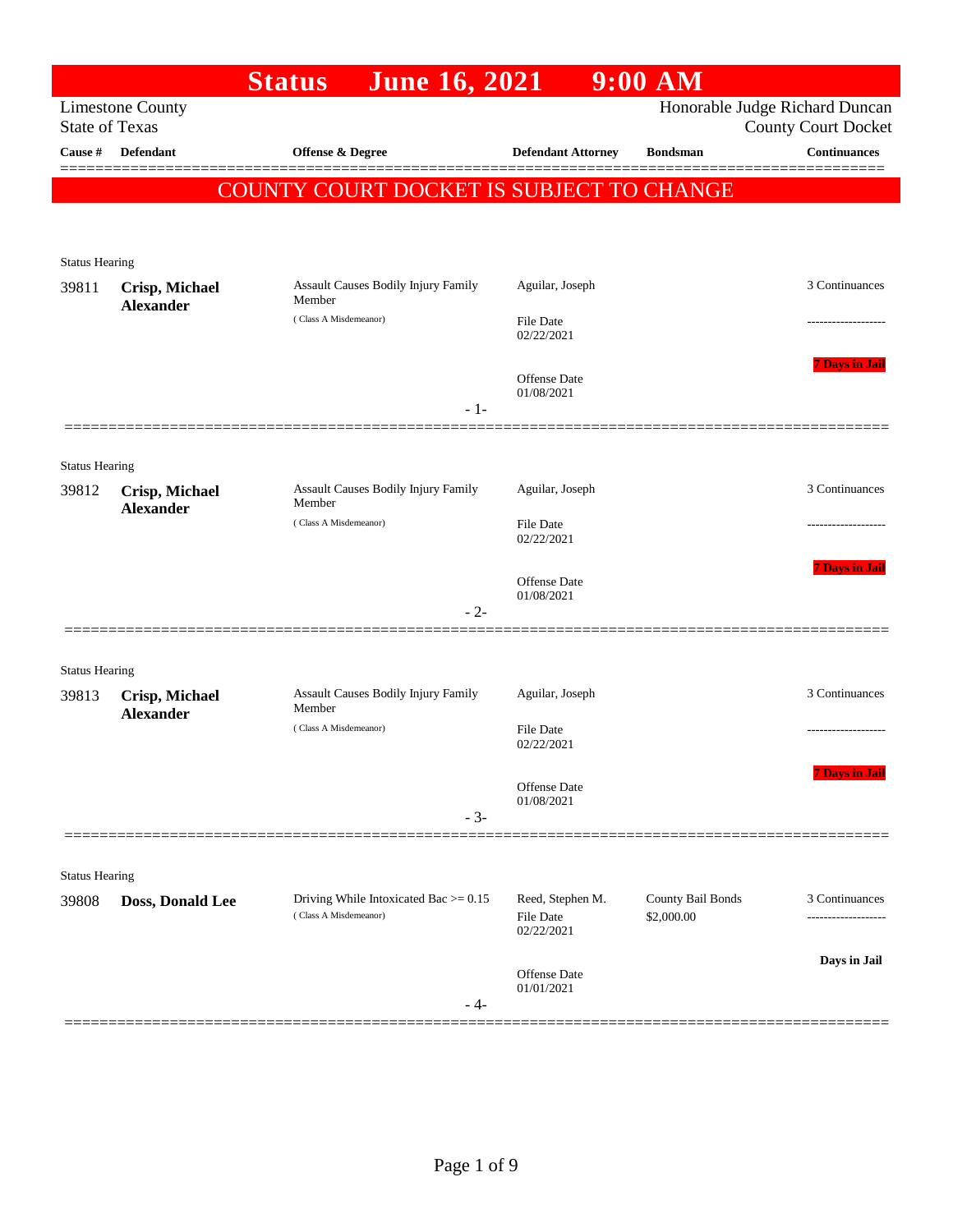# Status June 16, 2021 9:00 AM

Limestone County
State of Texas

Honorable Judge Richard Duncan
County Court Docket

**COUNTY COURT DOCKET IS SUBJECT TO CHANGE**

| Cause # | Defendant | Offense & Degree | Defendant Attorney | Bondsman | Continuances |
|---|---|---|---|---|---|
| Status Hearing | | | | | |
| 39811 | **Crisp, Michael Alexander** | Assault Causes Bodily Injury Family Member (Class A Misdemeanor) | Aguilar, Joseph<br>File Date 02/22/2021<br>Offense Date 01/08/2021 | | 3 Continuances<br>-------------------<br>7 Days in Jail |
| Status Hearing | | | | | |
| 39812 | **Crisp, Michael Alexander** | Assault Causes Bodily Injury Family Member (Class A Misdemeanor) | Aguilar, Joseph<br>File Date 02/22/2021<br>Offense Date 01/08/2021 | | 3 Continuances<br>-------------------<br>7 Days in Jail |
| Status Hearing | | | | | |
| 39813 | **Crisp, Michael Alexander** | Assault Causes Bodily Injury Family Member (Class A Misdemeanor) | Aguilar, Joseph<br>File Date 02/22/2021<br>Offense Date 01/08/2021 | | 3 Continuances<br>-------------------<br>7 Days in Jail |
| Status Hearing | | | | | |
| 39808 | **Doss, Donald Lee** | Driving While Intoxicated Bac >= 0.15 (Class A Misdemeanor) | Reed, Stephen M.<br>File Date 02/22/2021<br>Offense Date 01/01/2021 | County Bail Bonds<br>$2,000.00 | 3 Continuances<br>-------------------<br>Days in Jail |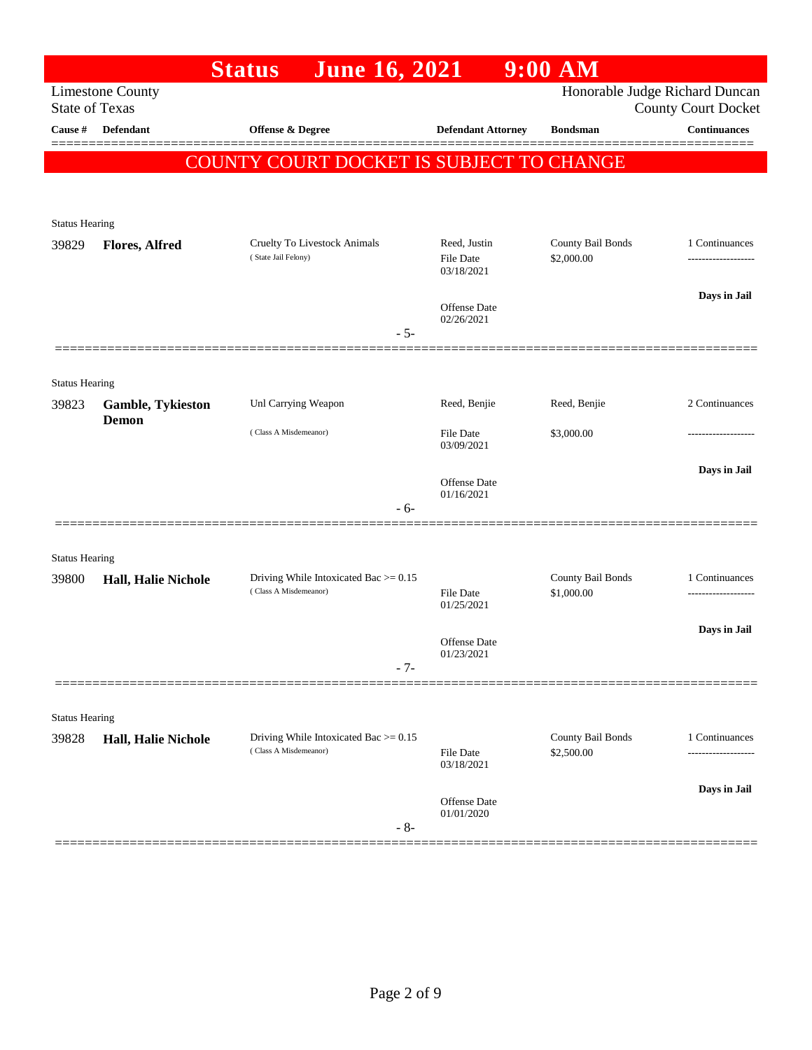# Status June 16, 2021 9:00 AM

Limestone County
State of Texas

Honorable Judge Richard Duncan
County Court Docket

| Cause # | Defendant | Offense & Degree | Defendant Attorney | Bondsman | Continuances |
|---|---|---|---|---|---|

**COUNTY COURT DOCKET IS SUBJECT TO CHANGE**

Status Hearing

| Cause # | Defendant | Offense & Degree | Defendant Attorney | Bondsman | Continuances |
|---|---|---|---|---|---|
| 39829 | **Flores, Alfred** | Cruelty To Livestock Animals (State Jail Felony) | Reed, Justin<br>File Date 03/18/2021<br>Offense Date 02/26/2021 | County Bail Bonds<br>$2,000.00 | 1 Continuances<br>-------------------<br>**Days in Jail** |

- 5-

Status Hearing

| Cause # | Defendant | Offense & Degree | Defendant Attorney | Bondsman | Continuances |
|---|---|---|---|---|---|
| 39823 | **Gamble, Tykieston Demon** | Unl Carrying Weapon (Class A Misdemeanor) | Reed, Benjie<br>File Date 03/09/2021<br>Offense Date 01/16/2021 | Reed, Benjie<br>$3,000.00 | 2 Continuances<br>-------------------<br>**Days in Jail** |

- 6-

Status Hearing

| Cause # | Defendant | Offense & Degree | Defendant Attorney | Bondsman | Continuances |
|---|---|---|---|---|---|
| 39800 | **Hall, Halie Nichole** | Driving While Intoxicated Bac >= 0.15 (Class A Misdemeanor) | File Date 01/25/2021<br>Offense Date 01/23/2021 | County Bail Bonds<br>$1,000.00 | 1 Continuances<br>-------------------<br>**Days in Jail** |

- 7-

Status Hearing

| Cause # | Defendant | Offense & Degree | Defendant Attorney | Bondsman | Continuances |
|---|---|---|---|---|---|
| 39828 | **Hall, Halie Nichole** | Driving While Intoxicated Bac >= 0.15 (Class A Misdemeanor) | File Date 03/18/2021<br>Offense Date 01/01/2020 | County Bail Bonds<br>$2,500.00 | 1 Continuances<br>-------------------<br>**Days in Jail** |

- 8-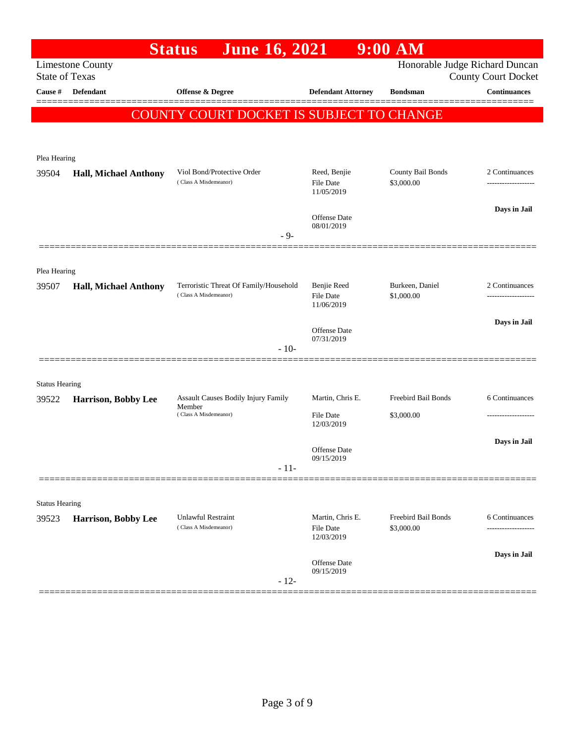# Status June 16, 2021 9:00 AM

Limestone County
State of Texas

Honorable Judge Richard Duncan
County Court Docket

| Cause # | Defendant | Offense & Degree | Defendant Attorney | Bondsman | Continuances |
|---|---|---|---|---|---|

**COUNTY COURT DOCKET IS SUBJECT TO CHANGE**

---

Plea Hearing

| Cause # | Defendant | Offense & Degree | Defendant Attorney | Bondsman | Continuances |
|---|---|---|---|---|---|
| 39504 | **Hall, Michael Anthony** | Viol Bond/Protective Order (Class A Misdemeanor) | Reed, Benjie<br>File Date 11/05/2019<br>Offense Date 08/01/2019 | County Bail Bonds<br>$3,000.00 | 2 Continuances<br>-------------------<br>**Days in Jail** |

- 9-

---

Plea Hearing

| Cause # | Defendant | Offense & Degree | Defendant Attorney | Bondsman | Continuances |
|---|---|---|---|---|---|
| 39507 | **Hall, Michael Anthony** | Terroristic Threat Of Family/Household (Class A Misdemeanor) | Benjie Reed<br>File Date 11/06/2019<br>Offense Date 07/31/2019 | Burkeen, Daniel<br>$1,000.00 | 2 Continuances<br>-------------------<br>**Days in Jail** |

- 10-

---

Status Hearing

| Cause # | Defendant | Offense & Degree | Defendant Attorney | Bondsman | Continuances |
|---|---|---|---|---|---|
| 39522 | **Harrison, Bobby Lee** | Assault Causes Bodily Injury Family Member (Class A Misdemeanor) | Martin, Chris E.<br>File Date 12/03/2019<br>Offense Date 09/15/2019 | Freebird Bail Bonds<br>$3,000.00 | 6 Continuances<br>-------------------<br>**Days in Jail** |

- 11-

---

Status Hearing

| Cause # | Defendant | Offense & Degree | Defendant Attorney | Bondsman | Continuances |
|---|---|---|---|---|---|
| 39523 | **Harrison, Bobby Lee** | Unlawful Restraint (Class A Misdemeanor) | Martin, Chris E.<br>File Date 12/03/2019<br>Offense Date 09/15/2019 | Freebird Bail Bonds<br>$3,000.00 | 6 Continuances<br>-------------------<br>**Days in Jail** |

- 12-

---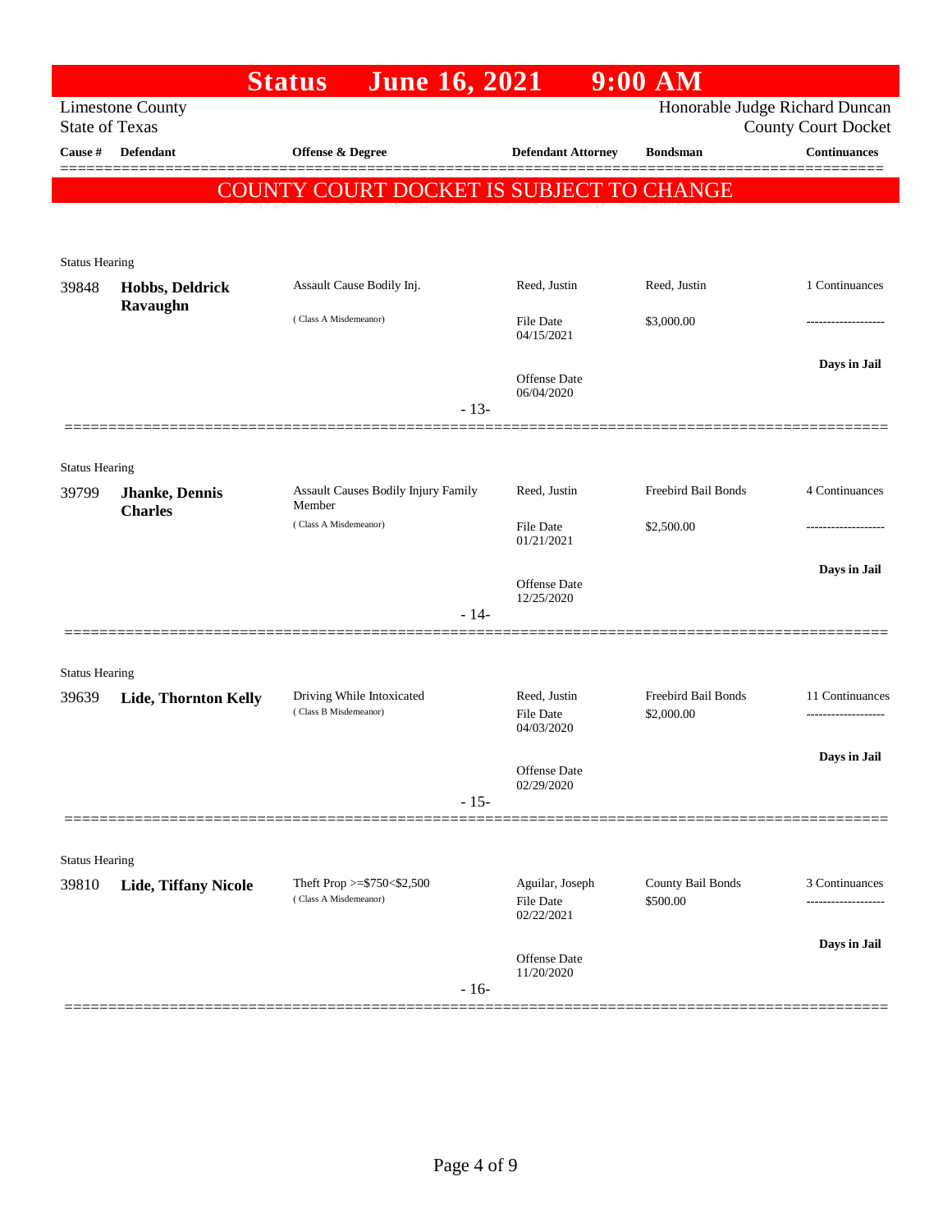# Status June 16, 2021 9:00 AM

Limestone County
State of Texas

Honorable Judge Richard Duncan
County Court Docket

| Cause # | Defendant | Offense & Degree | Defendant Attorney | Bondsman | Continuances |
|---|---|---|---|---|---|

**COUNTY COURT DOCKET IS SUBJECT TO CHANGE**

Status Hearing

| Cause # | Defendant | Offense & Degree | Defendant Attorney | Bondsman | Continuances |
|---|---|---|---|---|---|
| 39848 | **Hobbs, Deldrick Ravaughn** | Assault Cause Bodily Inj. (Class A Misdemeanor) | Reed, Justin<br>File Date 04/15/2021<br>Offense Date 06/04/2020 | Reed, Justin<br>$3,000.00 | 1 Continuances<br>-------------------<br>**Days in Jail** |

- 13-

Status Hearing

| Cause # | Defendant | Offense & Degree | Defendant Attorney | Bondsman | Continuances |
|---|---|---|---|---|---|
| 39799 | **Jhanke, Dennis Charles** | Assault Causes Bodily Injury Family Member (Class A Misdemeanor) | Reed, Justin<br>File Date 01/21/2021<br>Offense Date 12/25/2020 | Freebird Bail Bonds<br>$2,500.00 | 4 Continuances<br>-------------------<br>**Days in Jail** |

- 14-

Status Hearing

| Cause # | Defendant | Offense & Degree | Defendant Attorney | Bondsman | Continuances |
|---|---|---|---|---|---|
| 39639 | **Lide, Thornton Kelly** | Driving While Intoxicated (Class B Misdemeanor) | Reed, Justin<br>File Date 04/03/2020<br>Offense Date 02/29/2020 | Freebird Bail Bonds<br>$2,000.00 | 11 Continuances<br>-------------------<br>**Days in Jail** |

- 15-

Status Hearing

| Cause # | Defendant | Offense & Degree | Defendant Attorney | Bondsman | Continuances |
|---|---|---|---|---|---|
| 39810 | **Lide, Tiffany Nicole** | Theft Prop >=$750<$2,500 (Class A Misdemeanor) | Aguilar, Joseph<br>File Date 02/22/2021<br>Offense Date 11/20/2020 | County Bail Bonds<br>$500.00 | 3 Continuances<br>-------------------<br>**Days in Jail** |

- 16-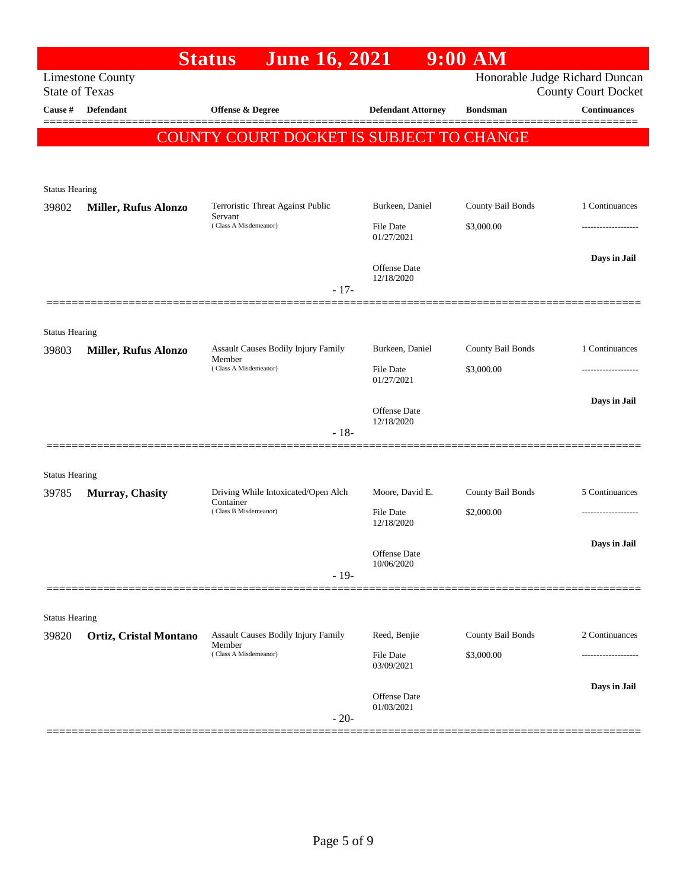# Status June 16, 2021 9:00 AM

Limestone County
State of Texas

Honorable Judge Richard Duncan
County Court Docket

**COUNTY COURT DOCKET IS SUBJECT TO CHANGE**

| Cause # | Defendant | Offense & Degree | Defendant Attorney | Bondsman | Continuances |
|---|---|---|---|---|---|
| Status Hearing | | | | | |
| 39802 | **Miller, Rufus Alonzo** | Terroristic Threat Against Public Servant (Class A Misdemeanor) | Burkeen, Daniel | County Bail Bonds | 1 Continuances |
| | | | File Date 01/27/2021 | $3,000.00 | ------------------- |
| | | | Offense Date 12/18/2020 | | **Days in Jail** |
| | | - 17- | | | |
| Status Hearing | | | | | |
| 39803 | **Miller, Rufus Alonzo** | Assault Causes Bodily Injury Family Member (Class A Misdemeanor) | Burkeen, Daniel | County Bail Bonds | 1 Continuances |
| | | | File Date 01/27/2021 | $3,000.00 | ------------------- |
| | | | Offense Date 12/18/2020 | | **Days in Jail** |
| | | - 18- | | | |
| Status Hearing | | | | | |
| 39785 | **Murray, Chasity** | Driving While Intoxicated/Open Alch Container (Class B Misdemeanor) | Moore, David E. | County Bail Bonds | 5 Continuances |
| | | | File Date 12/18/2020 | $2,000.00 | ------------------- |
| | | | Offense Date 10/06/2020 | | **Days in Jail** |
| | | - 19- | | | |
| Status Hearing | | | | | |
| 39820 | **Ortiz, Cristal Montano** | Assault Causes Bodily Injury Family Member (Class A Misdemeanor) | Reed, Benjie | County Bail Bonds | 2 Continuances |
| | | | File Date 03/09/2021 | $3,000.00 | ------------------- |
| | | | Offense Date 01/03/2021 | | **Days in Jail** |
| | | - 20- | | | |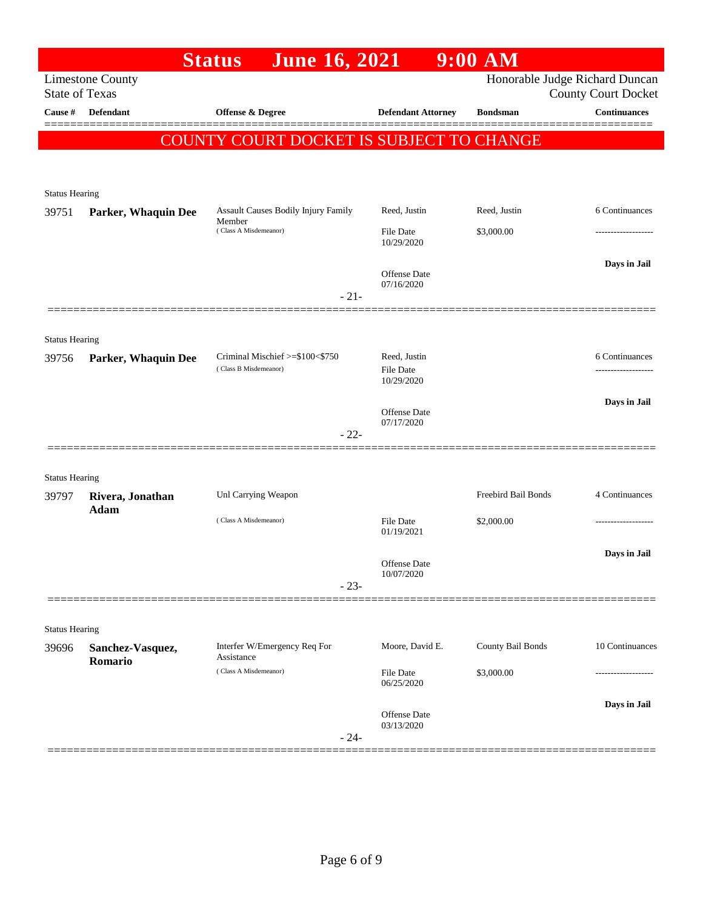# Status June 16, 2021 9:00 AM

Limestone County
State of Texas

Honorable Judge Richard Duncan
County Court Docket

| Cause # | Defendant | Offense & Degree | Defendant Attorney | Bondsman | Continuances |
|---|---|---|---|---|---|

**COUNTY COURT DOCKET IS SUBJECT TO CHANGE**

Status Hearing

| Cause # | Defendant | Offense & Degree | Defendant Attorney | Bondsman | Continuances |
|---|---|---|---|---|---|
| 39751 | **Parker, Whaquin Dee** | Assault Causes Bodily Injury Family Member (Class A Misdemeanor) | Reed, Justin | Reed, Justin | 6 Continuances |
| | | | File Date 10/29/2020 | $3,000.00 | ------------------- |
| | | | Offense Date 07/16/2020 | | Days in Jail |

- 21-

Status Hearing

| Cause # | Defendant | Offense & Degree | Defendant Attorney | Bondsman | Continuances |
|---|---|---|---|---|---|
| 39756 | **Parker, Whaquin Dee** | Criminal Mischief >=$100<$750 (Class B Misdemeanor) | Reed, Justin | | 6 Continuances |
| | | | File Date 10/29/2020 | | ------------------- |
| | | | Offense Date 07/17/2020 | | Days in Jail |

- 22-

Status Hearing

| Cause # | Defendant | Offense & Degree | Defendant Attorney | Bondsman | Continuances |
|---|---|---|---|---|---|
| 39797 | **Rivera, Jonathan Adam** | Unl Carrying Weapon (Class A Misdemeanor) | | Freebird Bail Bonds | 4 Continuances |
| | | | File Date 01/19/2021 | $2,000.00 | ------------------- |
| | | | Offense Date 10/07/2020 | | Days in Jail |

- 23-

Status Hearing

| Cause # | Defendant | Offense & Degree | Defendant Attorney | Bondsman | Continuances |
|---|---|---|---|---|---|
| 39696 | **Sanchez-Vasquez, Romario** | Interfer W/Emergency Req For Assistance (Class A Misdemeanor) | Moore, David E. | County Bail Bonds | 10 Continuances |
| | | | File Date 06/25/2020 | $3,000.00 | ------------------- |
| | | | Offense Date 03/13/2020 | | Days in Jail |

- 24-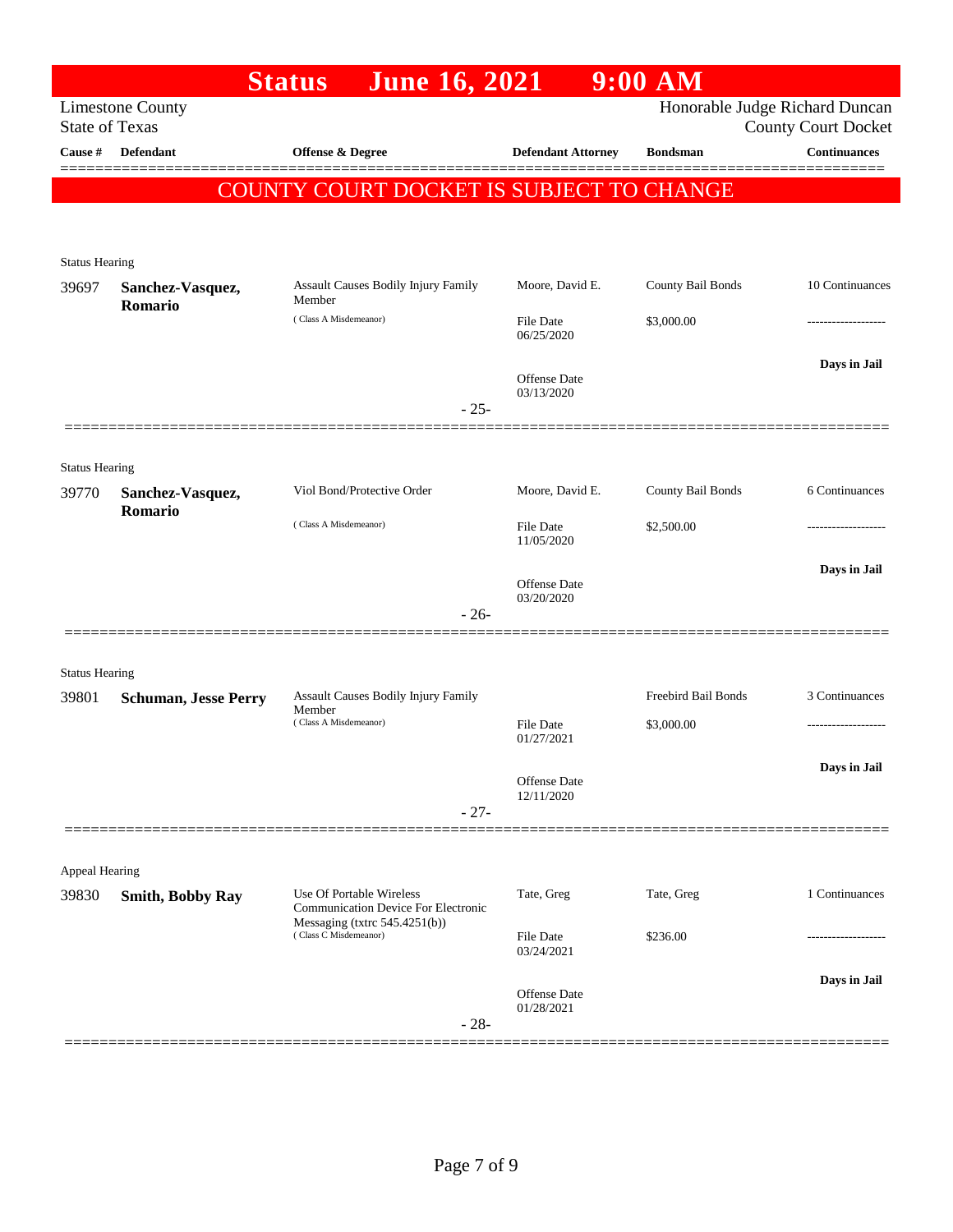# Status June 16, 2021 9:00 AM

Limestone County
State of Texas

Honorable Judge Richard Duncan
County Court Docket

**COUNTY COURT DOCKET IS SUBJECT TO CHANGE**

| Cause # | Defendant | Offense & Degree | Defendant Attorney | Bondsman | Continuances |
|---|---|---|---|---|---|
| Status Hearing | | | | | |
| 39697 | **Sanchez-Vasquez, Romario** | Assault Causes Bodily Injury Family Member (Class A Misdemeanor) | Moore, David E. File Date 06/25/2020 Offense Date 03/13/2020 | County Bail Bonds $3,000.00 | 10 Continuances ------------------- **Days in Jail** |
| | | - 25- | | | |
| Status Hearing | | | | | |
| 39770 | **Sanchez-Vasquez, Romario** | Viol Bond/Protective Order (Class A Misdemeanor) | Moore, David E. File Date 11/05/2020 Offense Date 03/20/2020 | County Bail Bonds $2,500.00 | 6 Continuances ------------------- **Days in Jail** |
| | | - 26- | | | |
| Status Hearing | | | | | |
| 39801 | **Schuman, Jesse Perry** | Assault Causes Bodily Injury Family Member (Class A Misdemeanor) | File Date 01/27/2021 Offense Date 12/11/2020 | Freebird Bail Bonds $3,000.00 | 3 Continuances ------------------- **Days in Jail** |
| | | - 27- | | | |
| Appeal Hearing | | | | | |
| 39830 | **Smith, Bobby Ray** | Use Of Portable Wireless Communication Device For Electronic Messaging (txtrc 545.4251(b)) (Class C Misdemeanor) | Tate, Greg File Date 03/24/2021 Offense Date 01/28/2021 | Tate, Greg $236.00 | 1 Continuances ------------------- **Days in Jail** |
| | | - 28- | | | |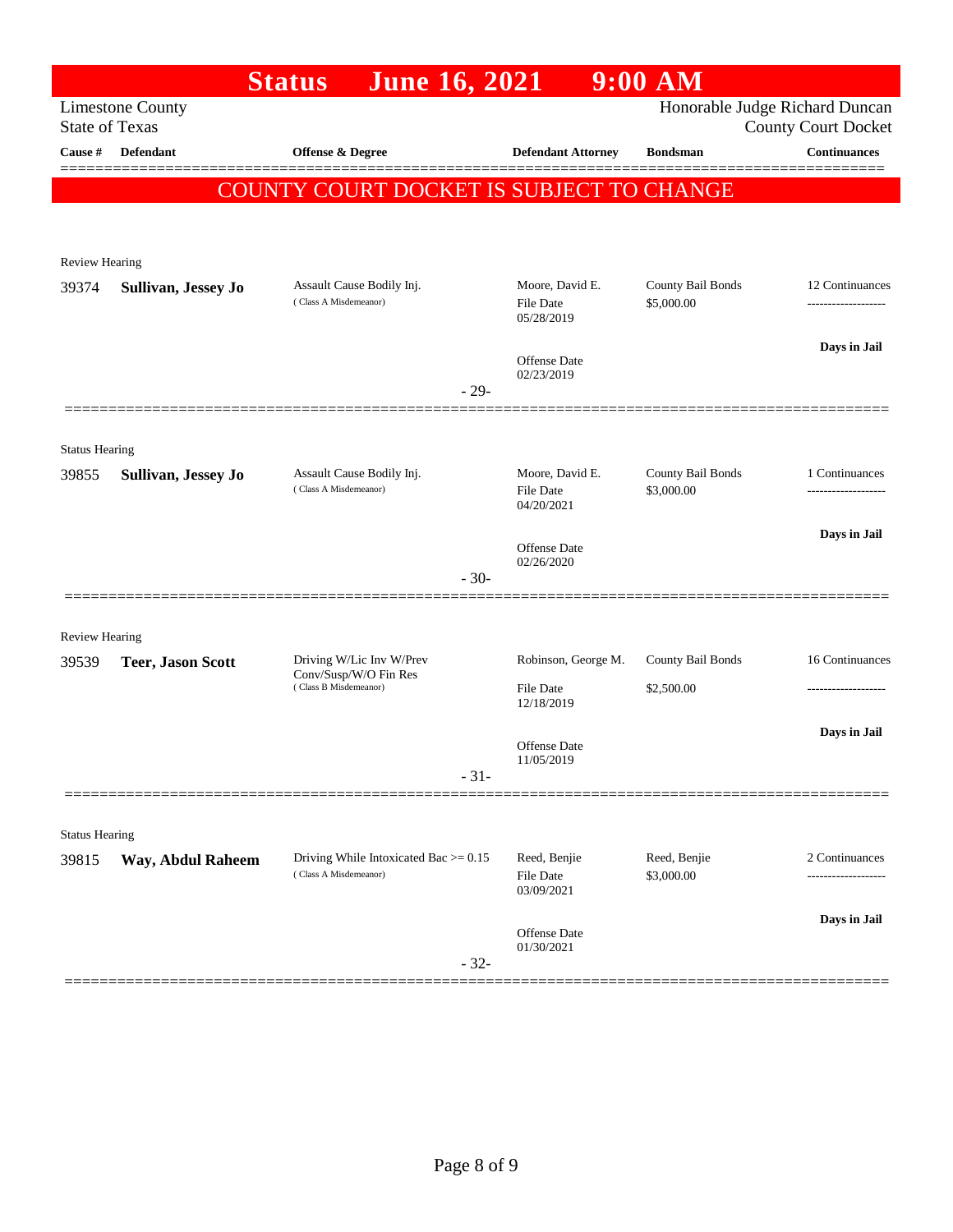# Status June 16, 2021 9:00 AM

Limestone County
State of Texas

Honorable Judge Richard Duncan
County Court Docket

| Cause # | Defendant | Offense & Degree | Defendant Attorney | Bondsman | Continuances |
|---|---|---|---|---|---|

**COUNTY COURT DOCKET IS SUBJECT TO CHANGE**

Review Hearing

| Cause # | Defendant | Offense & Degree | Defendant Attorney | Bondsman | Continuances |
|---|---|---|---|---|---|
| 39374 | **Sullivan, Jessey Jo** | Assault Cause Bodily Inj. (Class A Misdemeanor) | Moore, David E. File Date 05/28/2019 Offense Date 02/23/2019 | County Bail Bonds $5,000.00 | 12 Continuances ------------------- **Days in Jail** |

- 29-

Status Hearing

| Cause # | Defendant | Offense & Degree | Defendant Attorney | Bondsman | Continuances |
|---|---|---|---|---|---|
| 39855 | **Sullivan, Jessey Jo** | Assault Cause Bodily Inj. (Class A Misdemeanor) | Moore, David E. File Date 04/20/2021 Offense Date 02/26/2020 | County Bail Bonds $3,000.00 | 1 Continuances ------------------- **Days in Jail** |

- 30-

Review Hearing

| Cause # | Defendant | Offense & Degree | Defendant Attorney | Bondsman | Continuances |
|---|---|---|---|---|---|
| 39539 | **Teer, Jason Scott** | Driving W/Lic Inv W/Prev Conv/Susp/W/O Fin Res (Class B Misdemeanor) | Robinson, George M. File Date 12/18/2019 Offense Date 11/05/2019 | County Bail Bonds $2,500.00 | 16 Continuances ------------------- **Days in Jail** |

- 31-

Status Hearing

| Cause # | Defendant | Offense & Degree | Defendant Attorney | Bondsman | Continuances |
|---|---|---|---|---|---|
| 39815 | **Way, Abdul Raheem** | Driving While Intoxicated Bac >= 0.15 (Class A Misdemeanor) | Reed, Benjie File Date 03/09/2021 Offense Date 01/30/2021 | Reed, Benjie $3,000.00 | 2 Continuances ------------------- **Days in Jail** |

- 32-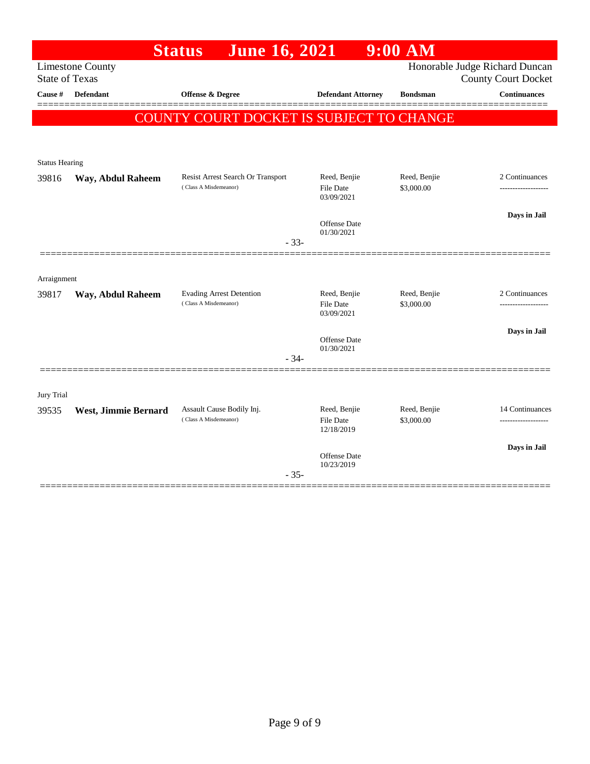# Status June 16, 2021 9:00 AM

Limestone County
State of Texas

Honorable Judge Richard Duncan
County Court Docket

**COUNTY COURT DOCKET IS SUBJECT TO CHANGE**

| Cause # | Defendant | Offense & Degree | Defendant Attorney | Bondsman | Continuances |
|---|---|---|---|---|---|
| Status Hearing | | | | | |
| 39816 | **Way, Abdul Raheem** | Resist Arrest Search Or Transport (Class A Misdemeanor) | Reed, Benjie<br>File Date 03/09/2021<br>Offense Date 01/30/2021 | Reed, Benjie<br>$3,000.00 | 2 Continuances<br>**Days in Jail** |
| | | | - 33- | | |
| Arraignment | | | | | |
| 39817 | **Way, Abdul Raheem** | Evading Arrest Detention (Class A Misdemeanor) | Reed, Benjie<br>File Date 03/09/2021<br>Offense Date 01/30/2021 | Reed, Benjie<br>$3,000.00 | 2 Continuances<br>**Days in Jail** |
| | | | - 34- | | |
| Jury Trial | | | | | |
| 39535 | **West, Jimmie Bernard** | Assault Cause Bodily Inj. (Class A Misdemeanor) | Reed, Benjie<br>File Date 12/18/2019<br>Offense Date 10/23/2019 | Reed, Benjie<br>$3,000.00 | 14 Continuances<br>**Days in Jail** |
| | | | - 35- | | |